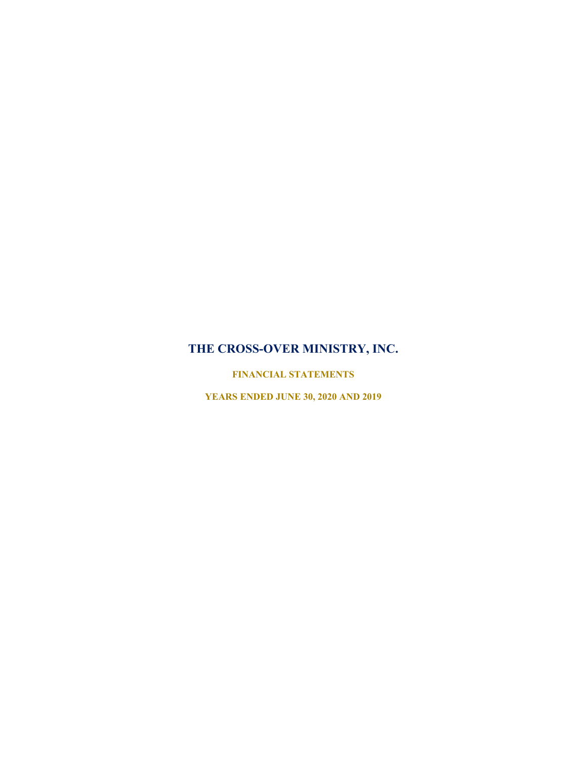# THE CROSS-OVER MINISTRY, INC.

## FINANCIAL STATEMENTS

## YEARS ENDED JUNE 30, 2020 AND 2019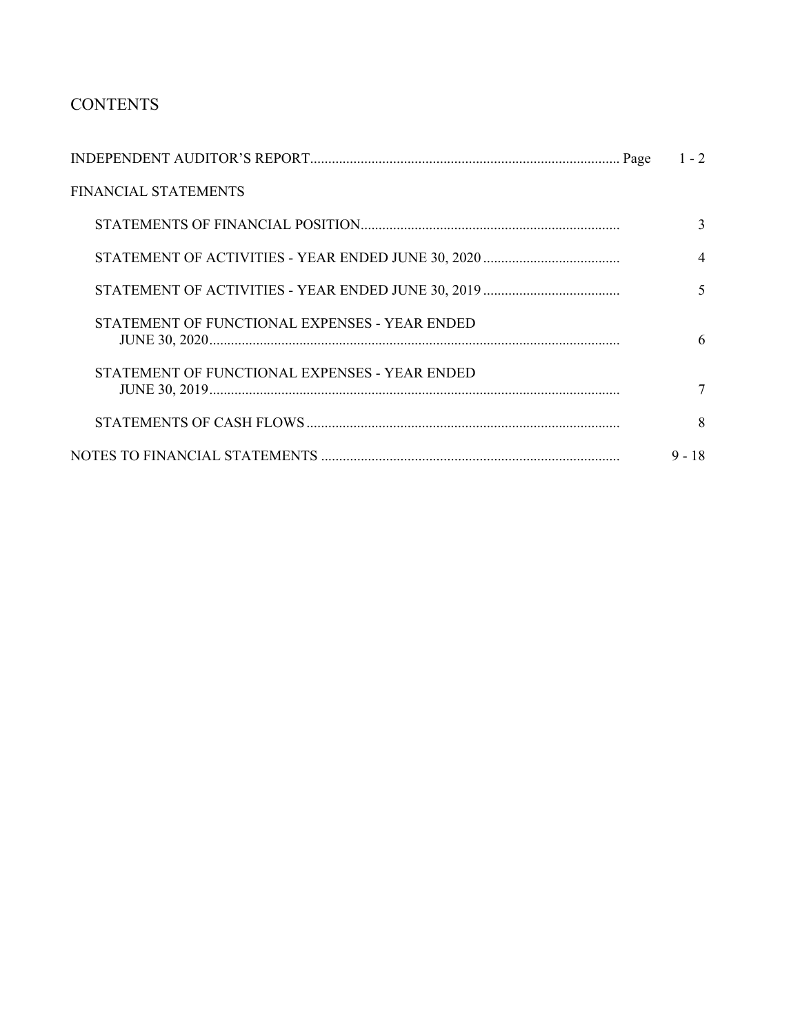# CONTENTS

| | Page |
|---|---|
| INDEPENDENT AUDITOR'S REPORT | 1 - 2 |
| FINANCIAL STATEMENTS | |
| STATEMENTS OF FINANCIAL POSITION | 3 |
| STATEMENT OF ACTIVITIES - YEAR ENDED JUNE 30, 2020 | 4 |
| STATEMENT OF ACTIVITIES - YEAR ENDED JUNE 30, 2019 | 5 |
| STATEMENT OF FUNCTIONAL EXPENSES - YEAR ENDED JUNE 30, 2020 | 6 |
| STATEMENT OF FUNCTIONAL EXPENSES - YEAR ENDED JUNE 30, 2019 | 7 |
| STATEMENTS OF CASH FLOWS | 8 |
| NOTES TO FINANCIAL STATEMENTS | 9 - 18 |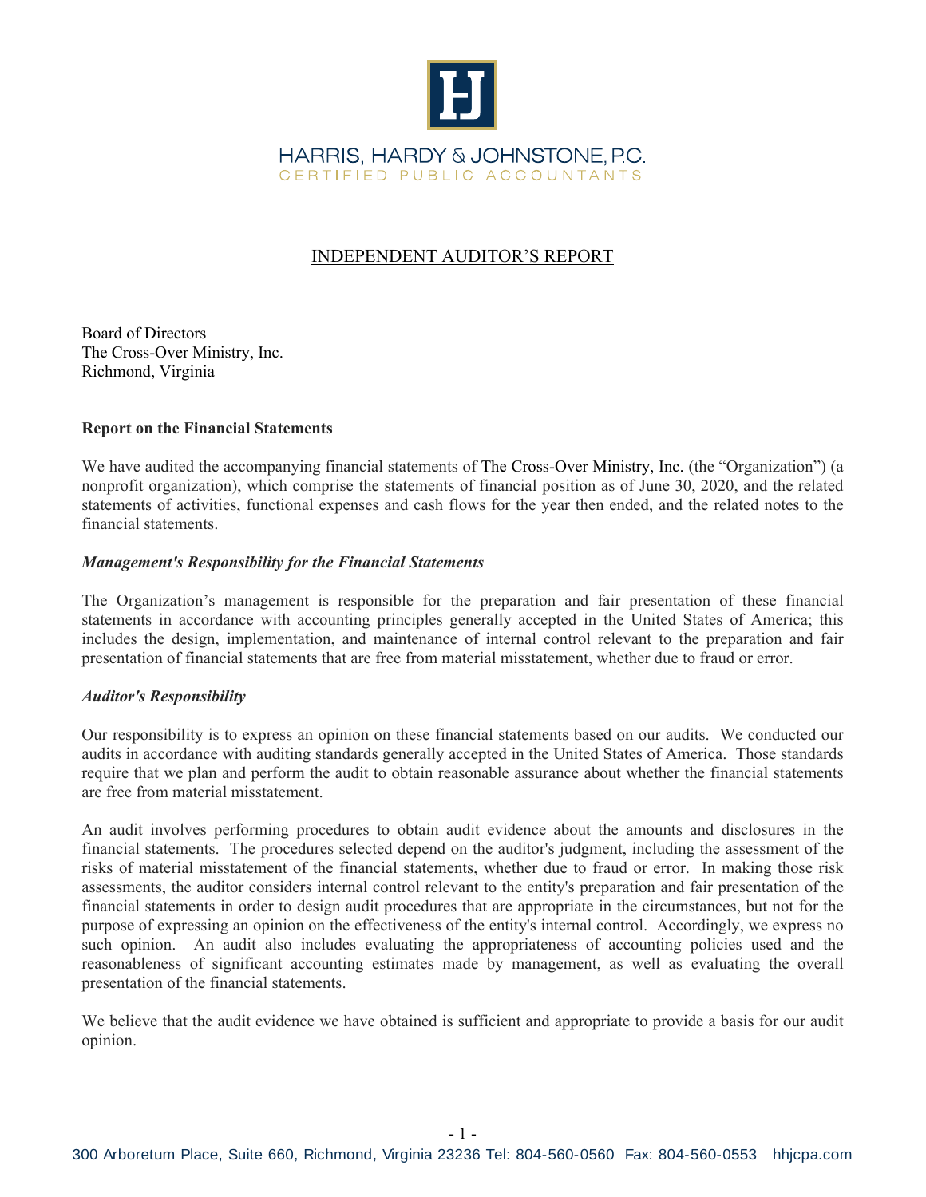HARRIS, HARDY & JOHNSTONE, P.C.
CERTIFIED PUBLIC ACCOUNTANTS

# INDEPENDENT AUDITOR'S REPORT

Board of Directors
The Cross-Over Ministry, Inc.
Richmond, Virginia

**Report on the Financial Statements**

We have audited the accompanying financial statements of The Cross-Over Ministry, Inc. (the "Organization") (a nonprofit organization), which comprise the statements of financial position as of June 30, 2020, and the related statements of activities, functional expenses and cash flows for the year then ended, and the related notes to the financial statements.

***Management's Responsibility for the Financial Statements***

The Organization's management is responsible for the preparation and fair presentation of these financial statements in accordance with accounting principles generally accepted in the United States of America; this includes the design, implementation, and maintenance of internal control relevant to the preparation and fair presentation of financial statements that are free from material misstatement, whether due to fraud or error.

***Auditor's Responsibility***

Our responsibility is to express an opinion on these financial statements based on our audits. We conducted our audits in accordance with auditing standards generally accepted in the United States of America. Those standards require that we plan and perform the audit to obtain reasonable assurance about whether the financial statements are free from material misstatement.

An audit involves performing procedures to obtain audit evidence about the amounts and disclosures in the financial statements. The procedures selected depend on the auditor's judgment, including the assessment of the risks of material misstatement of the financial statements, whether due to fraud or error. In making those risk assessments, the auditor considers internal control relevant to the entity's preparation and fair presentation of the financial statements in order to design audit procedures that are appropriate in the circumstances, but not for the purpose of expressing an opinion on the effectiveness of the entity's internal control. Accordingly, we express no such opinion. An audit also includes evaluating the appropriateness of accounting policies used and the reasonableness of significant accounting estimates made by management, as well as evaluating the overall presentation of the financial statements.

We believe that the audit evidence we have obtained is sufficient and appropriate to provide a basis for our audit opinion.

300 Arboretum Place, Suite 660, Richmond, Virginia 23236 Tel: 804-560-0560 Fax: 804-560-0553 hhjcpa.com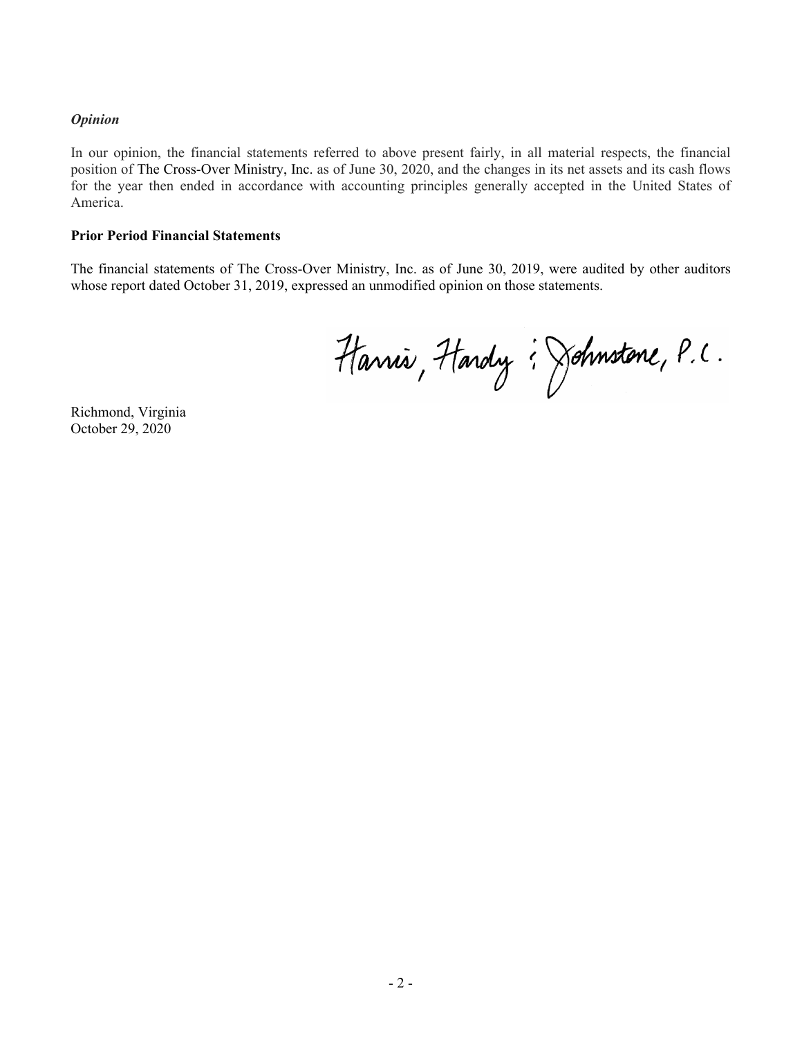*Opinion*

In our opinion, the financial statements referred to above present fairly, in all material respects, the financial position of The Cross-Over Ministry, Inc. as of June 30, 2020, and the changes in its net assets and its cash flows for the year then ended in accordance with accounting principles generally accepted in the United States of America.

**Prior Period Financial Statements**

The financial statements of The Cross-Over Ministry, Inc. as of June 30, 2019, were audited by other auditors whose report dated October 31, 2019, expressed an unmodified opinion on those statements.

Harris, Hardy & Johnstone, P.C.

Richmond, Virginia
October 29, 2020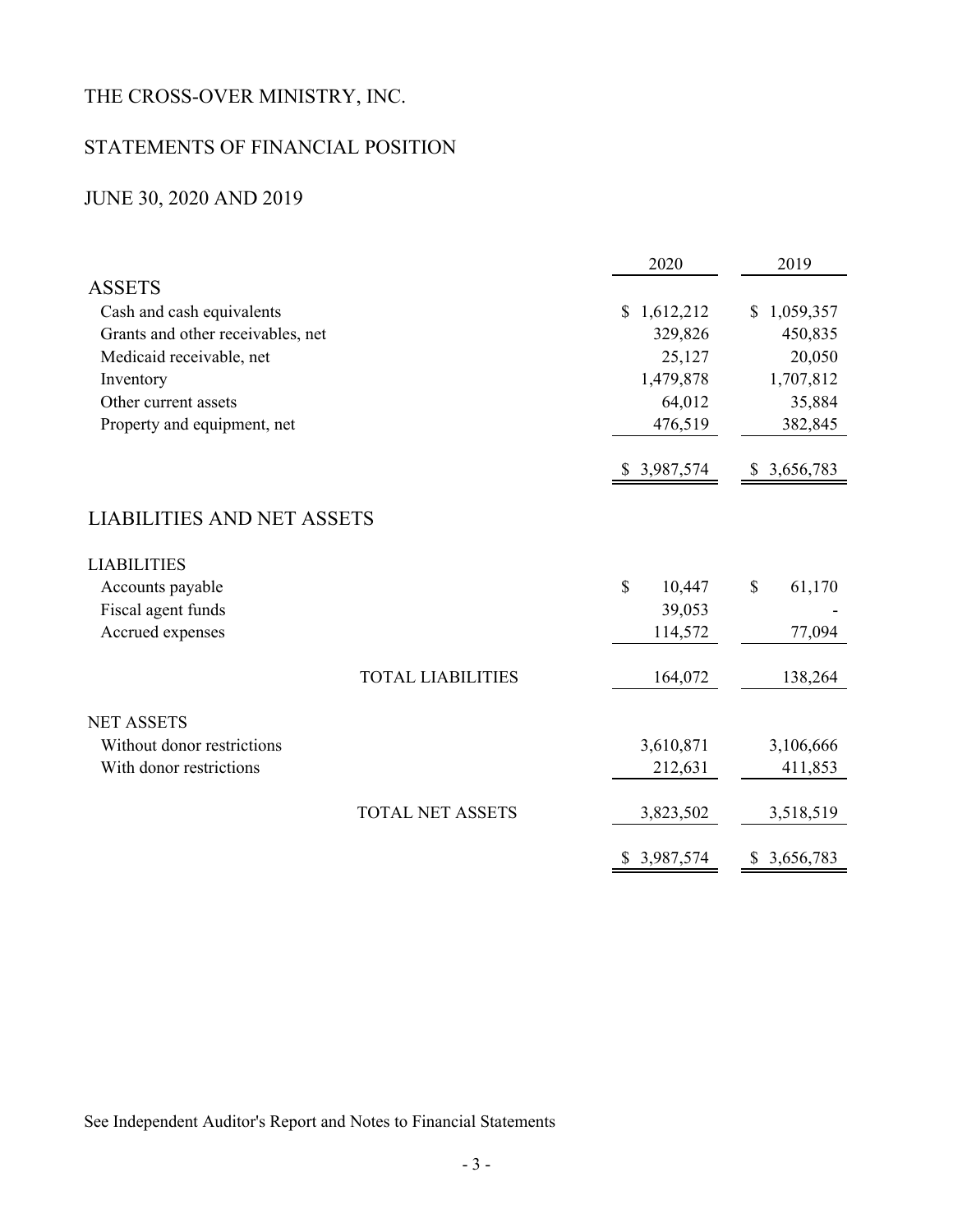# THE CROSS-OVER MINISTRY, INC.

## STATEMENTS OF FINANCIAL POSITION

## JUNE 30, 2020 AND 2019

| | 2020 | 2019 |
|---|---|---|
| **ASSETS** | | |
| Cash and cash equivalents | $ 1,612,212 | $ 1,059,357 |
| Grants and other receivables, net | 329,826 | 450,835 |
| Medicaid receivable, net | 25,127 | 20,050 |
| Inventory | 1,479,878 | 1,707,812 |
| Other current assets | 64,012 | 35,884 |
| Property and equipment, net | 476,519 | 382,845 |
| | $ 3,987,574 | $ 3,656,783 |
| **LIABILITIES AND NET ASSETS** | | |
| LIABILITIES | | |
| Accounts payable | $ 10,447 | $ 61,170 |
| Fiscal agent funds | 39,053 | - |
| Accrued expenses | 114,572 | 77,094 |
| TOTAL LIABILITIES | 164,072 | 138,264 |
| NET ASSETS | | |
| Without donor restrictions | 3,610,871 | 3,106,666 |
| With donor restrictions | 212,631 | 411,853 |
| TOTAL NET ASSETS | 3,823,502 | 3,518,519 |
| | $ 3,987,574 | $ 3,656,783 |

See Independent Auditor's Report and Notes to Financial Statements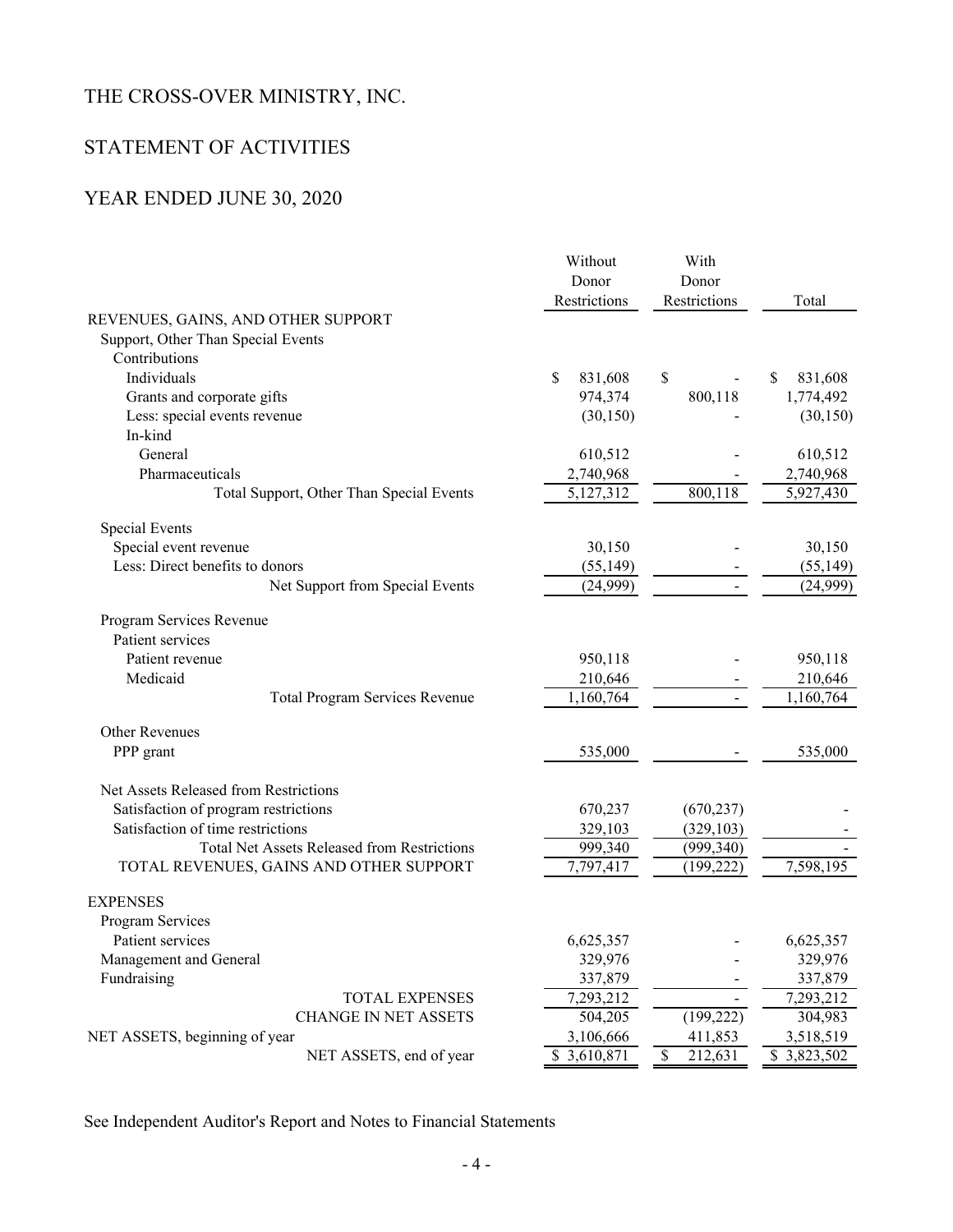# THE CROSS-OVER MINISTRY, INC.

## STATEMENT OF ACTIVITIES

## YEAR ENDED JUNE 30, 2020

| | Without Donor Restrictions | With Donor Restrictions | Total |
|---|---|---|---|
| REVENUES, GAINS, AND OTHER SUPPORT | | | |
| Support, Other Than Special Events | | | |
| Contributions | | | |
| Individuals | $ 831,608 | $ - | $ 831,608 |
| Grants and corporate gifts | 974,374 | 800,118 | 1,774,492 |
| Less: special events revenue | (30,150) | - | (30,150) |
| In-kind | | | |
| General | 610,512 | - | 610,512 |
| Pharmaceuticals | 2,740,968 | - | 2,740,968 |
| Total Support, Other Than Special Events | 5,127,312 | 800,118 | 5,927,430 |
| Special Events | | | |
| Special event revenue | 30,150 | - | 30,150 |
| Less: Direct benefits to donors | (55,149) | - | (55,149) |
| Net Support from Special Events | (24,999) | - | (24,999) |
| Program Services Revenue | | | |
| Patient services | | | |
| Patient revenue | 950,118 | - | 950,118 |
| Medicaid | 210,646 | - | 210,646 |
| Total Program Services Revenue | 1,160,764 | - | 1,160,764 |
| Other Revenues | | | |
| PPP grant | 535,000 | - | 535,000 |
| Net Assets Released from Restrictions | | | |
| Satisfaction of program restrictions | 670,237 | (670,237) | - |
| Satisfaction of time restrictions | 329,103 | (329,103) | - |
| Total Net Assets Released from Restrictions | 999,340 | (999,340) | - |
| TOTAL REVENUES, GAINS AND OTHER SUPPORT | 7,797,417 | (199,222) | 7,598,195 |
| EXPENSES | | | |
| Program Services | | | |
| Patient services | 6,625,357 | - | 6,625,357 |
| Management and General | 329,976 | - | 329,976 |
| Fundraising | 337,879 | - | 337,879 |
| TOTAL EXPENSES | 7,293,212 | - | 7,293,212 |
| CHANGE IN NET ASSETS | 504,205 | (199,222) | 304,983 |
| NET ASSETS, beginning of year | 3,106,666 | 411,853 | 3,518,519 |
| NET ASSETS, end of year | $ 3,610,871 | $ 212,631 | $ 3,823,502 |

See Independent Auditor's Report and Notes to Financial Statements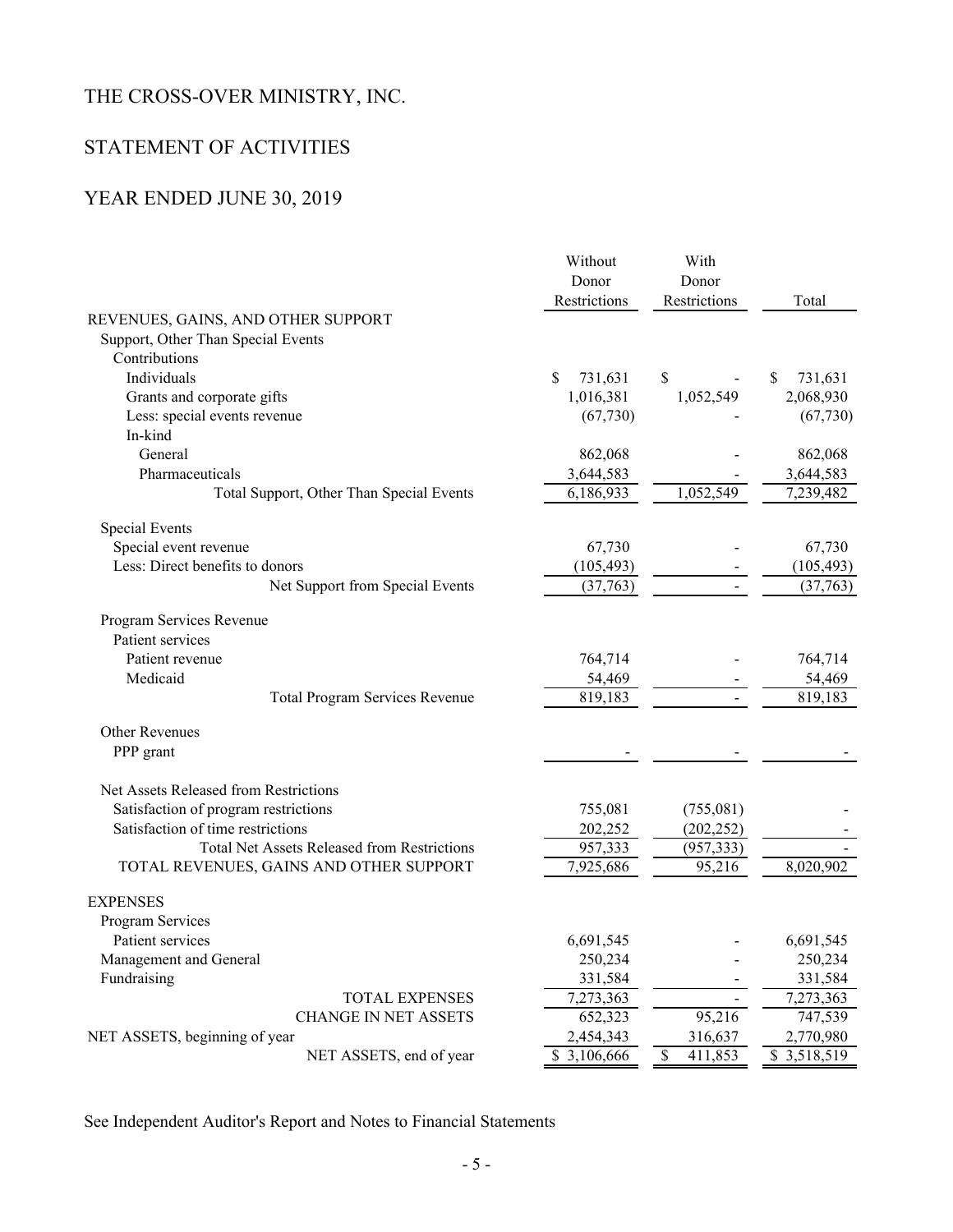# THE CROSS-OVER MINISTRY, INC.

## STATEMENT OF ACTIVITIES

## YEAR ENDED JUNE 30, 2019

| | Without Donor Restrictions | With Donor Restrictions | Total |
|---|---|---|---|
| REVENUES, GAINS, AND OTHER SUPPORT | | | |
| Support, Other Than Special Events | | | |
| Contributions | | | |
| Individuals | $ 731,631 | $ - | $ 731,631 |
| Grants and corporate gifts | 1,016,381 | 1,052,549 | 2,068,930 |
| Less: special events revenue | (67,730) | - | (67,730) |
| In-kind | | | |
| General | 862,068 | - | 862,068 |
| Pharmaceuticals | 3,644,583 | - | 3,644,583 |
| Total Support, Other Than Special Events | 6,186,933 | 1,052,549 | 7,239,482 |
| Special Events | | | |
| Special event revenue | 67,730 | - | 67,730 |
| Less: Direct benefits to donors | (105,493) | - | (105,493) |
| Net Support from Special Events | (37,763) | - | (37,763) |
| Program Services Revenue | | | |
| Patient services | | | |
| Patient revenue | 764,714 | - | 764,714 |
| Medicaid | 54,469 | - | 54,469 |
| Total Program Services Revenue | 819,183 | - | 819,183 |
| Other Revenues | | | |
| PPP grant | - | - | - |
| Net Assets Released from Restrictions | | | |
| Satisfaction of program restrictions | 755,081 | (755,081) | - |
| Satisfaction of time restrictions | 202,252 | (202,252) | - |
| Total Net Assets Released from Restrictions | 957,333 | (957,333) | - |
| TOTAL REVENUES, GAINS AND OTHER SUPPORT | 7,925,686 | 95,216 | 8,020,902 |
| EXPENSES | | | |
| Program Services | | | |
| Patient services | 6,691,545 | - | 6,691,545 |
| Management and General | 250,234 | - | 250,234 |
| Fundraising | 331,584 | - | 331,584 |
| TOTAL EXPENSES | 7,273,363 | - | 7,273,363 |
| CHANGE IN NET ASSETS | 652,323 | 95,216 | 747,539 |
| NET ASSETS, beginning of year | 2,454,343 | 316,637 | 2,770,980 |
| NET ASSETS, end of year | $ 3,106,666 | $ 411,853 | $ 3,518,519 |

See Independent Auditor's Report and Notes to Financial Statements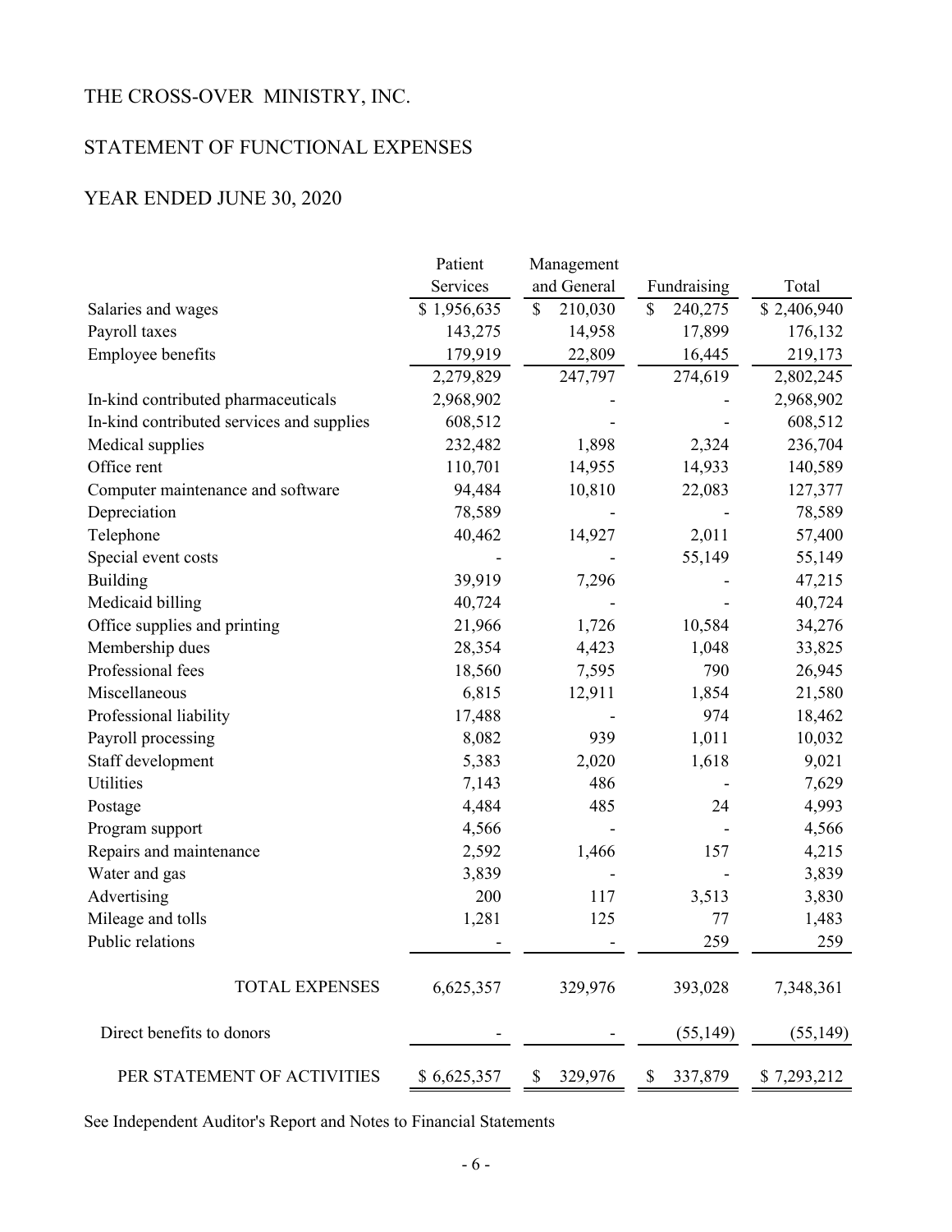THE CROSS-OVER MINISTRY, INC.

STATEMENT OF FUNCTIONAL EXPENSES

YEAR ENDED JUNE 30, 2020

| | Patient Services | Management and General | Fundraising | Total |
|---|---|---|---|---|
| Salaries and wages | $ 1,956,635 | $ 210,030 | $ 240,275 | $ 2,406,940 |
| Payroll taxes | 143,275 | 14,958 | 17,899 | 176,132 |
| Employee benefits | 179,919 | 22,809 | 16,445 | 219,173 |
| | 2,279,829 | 247,797 | 274,619 | 2,802,245 |
| In-kind contributed pharmaceuticals | 2,968,902 | - | - | 2,968,902 |
| In-kind contributed services and supplies | 608,512 | - | - | 608,512 |
| Medical supplies | 232,482 | 1,898 | 2,324 | 236,704 |
| Office rent | 110,701 | 14,955 | 14,933 | 140,589 |
| Computer maintenance and software | 94,484 | 10,810 | 22,083 | 127,377 |
| Depreciation | 78,589 | - | - | 78,589 |
| Telephone | 40,462 | 14,927 | 2,011 | 57,400 |
| Special event costs | - | - | 55,149 | 55,149 |
| Building | 39,919 | 7,296 | - | 47,215 |
| Medicaid billing | 40,724 | - | - | 40,724 |
| Office supplies and printing | 21,966 | 1,726 | 10,584 | 34,276 |
| Membership dues | 28,354 | 4,423 | 1,048 | 33,825 |
| Professional fees | 18,560 | 7,595 | 790 | 26,945 |
| Miscellaneous | 6,815 | 12,911 | 1,854 | 21,580 |
| Professional liability | 17,488 | - | 974 | 18,462 |
| Payroll processing | 8,082 | 939 | 1,011 | 10,032 |
| Staff development | 5,383 | 2,020 | 1,618 | 9,021 |
| Utilities | 7,143 | 486 | - | 7,629 |
| Postage | 4,484 | 485 | 24 | 4,993 |
| Program support | 4,566 | - | - | 4,566 |
| Repairs and maintenance | 2,592 | 1,466 | 157 | 4,215 |
| Water and gas | 3,839 | - | - | 3,839 |
| Advertising | 200 | 117 | 3,513 | 3,830 |
| Mileage and tolls | 1,281 | 125 | 77 | 1,483 |
| Public relations | - | - | 259 | 259 |
| TOTAL EXPENSES | 6,625,357 | 329,976 | 393,028 | 7,348,361 |
| Direct benefits to donors | - | - | (55,149) | (55,149) |
| PER STATEMENT OF ACTIVITIES | $ 6,625,357 | $ 329,976 | $ 337,879 | $ 7,293,212 |

See Independent Auditor's Report and Notes to Financial Statements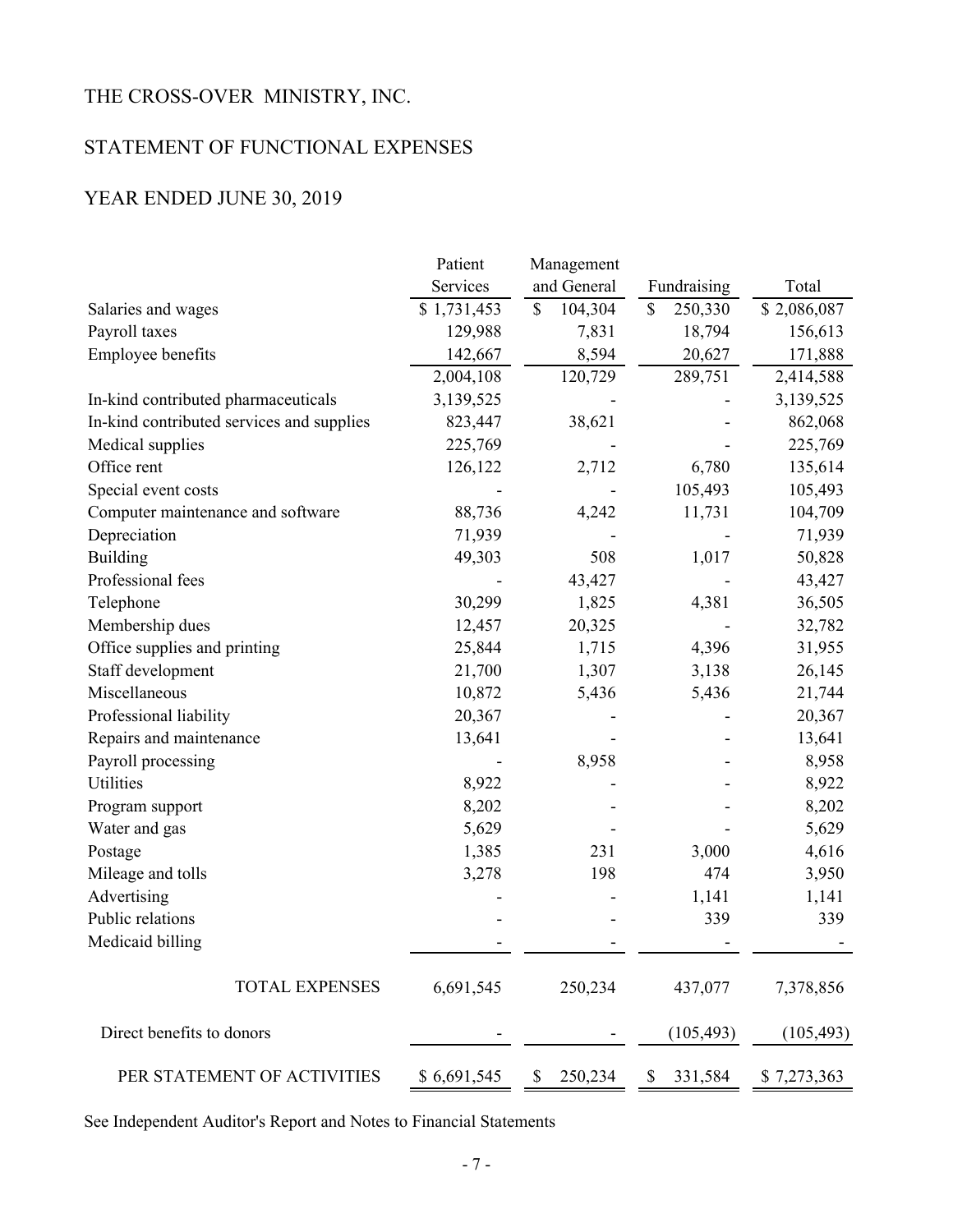# THE CROSS-OVER MINISTRY, INC.

## STATEMENT OF FUNCTIONAL EXPENSES

## YEAR ENDED JUNE 30, 2019

| | Patient Services | Management and General | Fundraising | Total |
|---|---|---|---|---|
| Salaries and wages | $ 1,731,453 | $ 104,304 | $ 250,330 | $ 2,086,087 |
| Payroll taxes | 129,988 | 7,831 | 18,794 | 156,613 |
| Employee benefits | 142,667 | 8,594 | 20,627 | 171,888 |
| | 2,004,108 | 120,729 | 289,751 | 2,414,588 |
| In-kind contributed pharmaceuticals | 3,139,525 | - | - | 3,139,525 |
| In-kind contributed services and supplies | 823,447 | 38,621 | - | 862,068 |
| Medical supplies | 225,769 | - | - | 225,769 |
| Office rent | 126,122 | 2,712 | 6,780 | 135,614 |
| Special event costs | - | - | 105,493 | 105,493 |
| Computer maintenance and software | 88,736 | 4,242 | 11,731 | 104,709 |
| Depreciation | 71,939 | - | - | 71,939 |
| Building | 49,303 | 508 | 1,017 | 50,828 |
| Professional fees | - | 43,427 | - | 43,427 |
| Telephone | 30,299 | 1,825 | 4,381 | 36,505 |
| Membership dues | 12,457 | 20,325 | - | 32,782 |
| Office supplies and printing | 25,844 | 1,715 | 4,396 | 31,955 |
| Staff development | 21,700 | 1,307 | 3,138 | 26,145 |
| Miscellaneous | 10,872 | 5,436 | 5,436 | 21,744 |
| Professional liability | 20,367 | - | - | 20,367 |
| Repairs and maintenance | 13,641 | - | - | 13,641 |
| Payroll processing | - | 8,958 | - | 8,958 |
| Utilities | 8,922 | - | - | 8,922 |
| Program support | 8,202 | - | - | 8,202 |
| Water and gas | 5,629 | - | - | 5,629 |
| Postage | 1,385 | 231 | 3,000 | 4,616 |
| Mileage and tolls | 3,278 | 198 | 474 | 3,950 |
| Advertising | - | - | 1,141 | 1,141 |
| Public relations | - | - | 339 | 339 |
| Medicaid billing | - | - | - | - |
| TOTAL EXPENSES | 6,691,545 | 250,234 | 437,077 | 7,378,856 |
| Direct benefits to donors | - | - | (105,493) | (105,493) |
| PER STATEMENT OF ACTIVITIES | $ 6,691,545 | $ 250,234 | $ 331,584 | $ 7,273,363 |

See Independent Auditor's Report and Notes to Financial Statements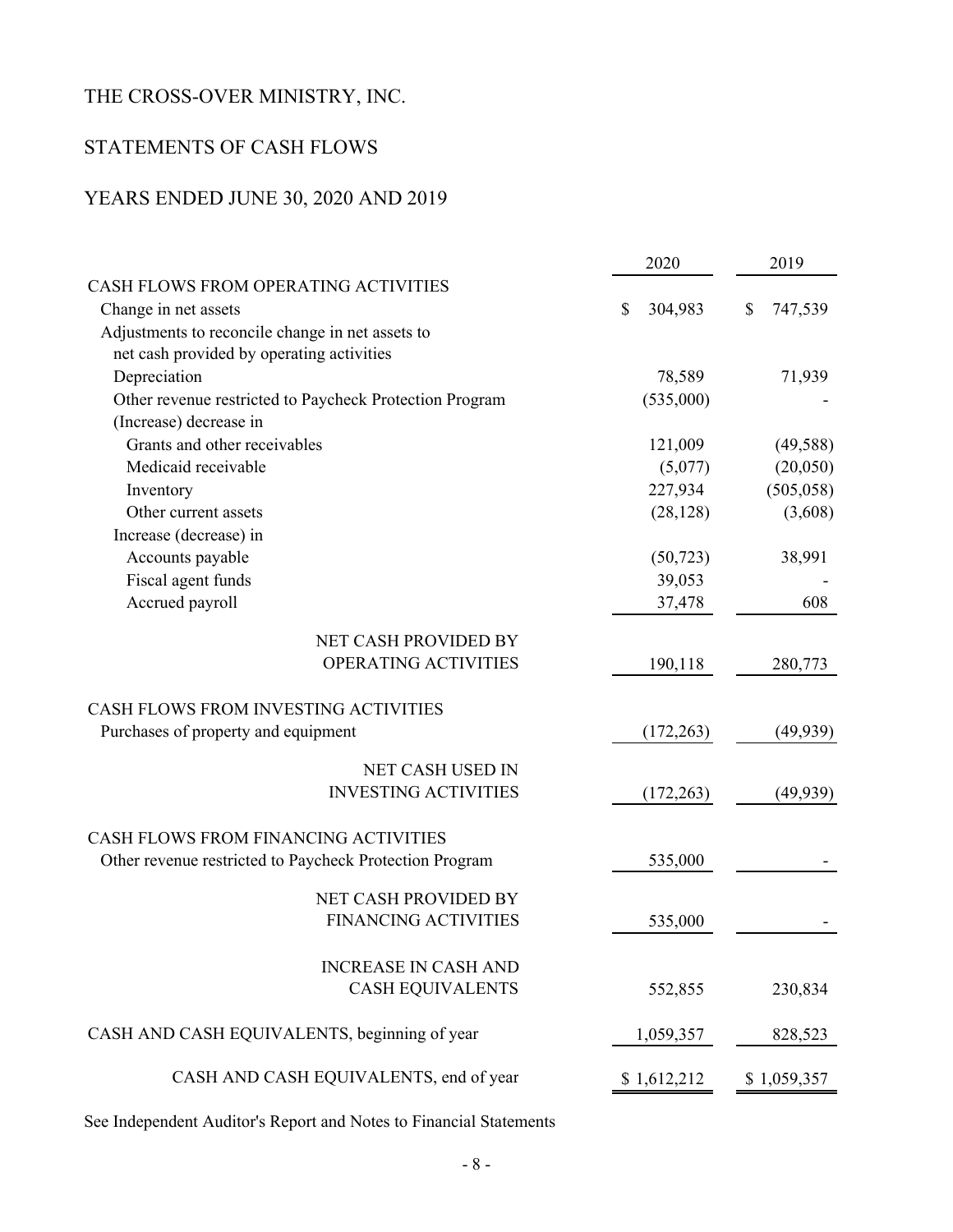# THE CROSS-OVER MINISTRY, INC.

## STATEMENTS OF CASH FLOWS

## YEARS ENDED JUNE 30, 2020 AND 2019

| | 2020 | 2019 |
|---|---|---|
| **CASH FLOWS FROM OPERATING ACTIVITIES** | | |
| Change in net assets | $ 304,983 | $ 747,539 |
| Adjustments to reconcile change in net assets to net cash provided by operating activities | | |
| Depreciation | 78,589 | 71,939 |
| Other revenue restricted to Paycheck Protection Program | (535,000) | - |
| (Increase) decrease in | | |
| Grants and other receivables | 121,009 | (49,588) |
| Medicaid receivable | (5,077) | (20,050) |
| Inventory | 227,934 | (505,058) |
| Other current assets | (28,128) | (3,608) |
| Increase (decrease) in | | |
| Accounts payable | (50,723) | 38,991 |
| Fiscal agent funds | 39,053 | - |
| Accrued payroll | 37,478 | 608 |
| NET CASH PROVIDED BY OPERATING ACTIVITIES | 190,118 | 280,773 |
| **CASH FLOWS FROM INVESTING ACTIVITIES** | | |
| Purchases of property and equipment | (172,263) | (49,939) |
| NET CASH USED IN INVESTING ACTIVITIES | (172,263) | (49,939) |
| **CASH FLOWS FROM FINANCING ACTIVITIES** | | |
| Other revenue restricted to Paycheck Protection Program | 535,000 | - |
| NET CASH PROVIDED BY FINANCING ACTIVITIES | 535,000 | - |
| INCREASE IN CASH AND CASH EQUIVALENTS | 552,855 | 230,834 |
| CASH AND CASH EQUIVALENTS, beginning of year | 1,059,357 | 828,523 |
| CASH AND CASH EQUIVALENTS, end of year | $ 1,612,212 | $ 1,059,357 |

See Independent Auditor's Report and Notes to Financial Statements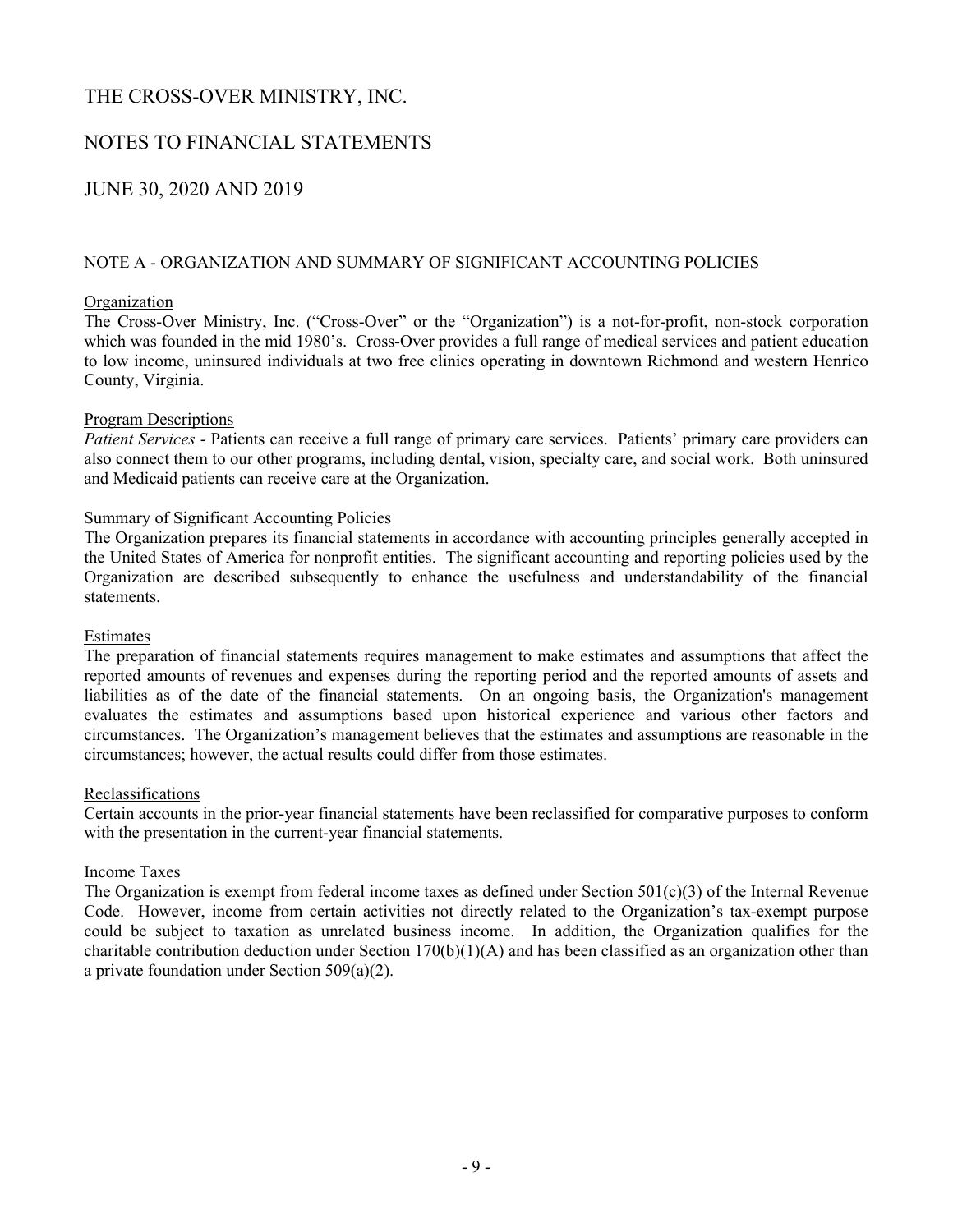# THE CROSS-OVER MINISTRY, INC.

## NOTES TO FINANCIAL STATEMENTS

## JUNE 30, 2020 AND 2019

### NOTE A - ORGANIZATION AND SUMMARY OF SIGNIFICANT ACCOUNTING POLICIES

#### Organization

The Cross-Over Ministry, Inc. ("Cross-Over" or the "Organization") is a not-for-profit, non-stock corporation which was founded in the mid 1980's. Cross-Over provides a full range of medical services and patient education to low income, uninsured individuals at two free clinics operating in downtown Richmond and western Henrico County, Virginia.

#### Program Descriptions

*Patient Services* - Patients can receive a full range of primary care services. Patients' primary care providers can also connect them to our other programs, including dental, vision, specialty care, and social work. Both uninsured and Medicaid patients can receive care at the Organization.

#### Summary of Significant Accounting Policies

The Organization prepares its financial statements in accordance with accounting principles generally accepted in the United States of America for nonprofit entities. The significant accounting and reporting policies used by the Organization are described subsequently to enhance the usefulness and understandability of the financial statements.

#### Estimates

The preparation of financial statements requires management to make estimates and assumptions that affect the reported amounts of revenues and expenses during the reporting period and the reported amounts of assets and liabilities as of the date of the financial statements. On an ongoing basis, the Organization's management evaluates the estimates and assumptions based upon historical experience and various other factors and circumstances. The Organization's management believes that the estimates and assumptions are reasonable in the circumstances; however, the actual results could differ from those estimates.

#### Reclassifications

Certain accounts in the prior-year financial statements have been reclassified for comparative purposes to conform with the presentation in the current-year financial statements.

#### Income Taxes

The Organization is exempt from federal income taxes as defined under Section 501(c)(3) of the Internal Revenue Code. However, income from certain activities not directly related to the Organization's tax-exempt purpose could be subject to taxation as unrelated business income. In addition, the Organization qualifies for the charitable contribution deduction under Section 170(b)(1)(A) and has been classified as an organization other than a private foundation under Section 509(a)(2).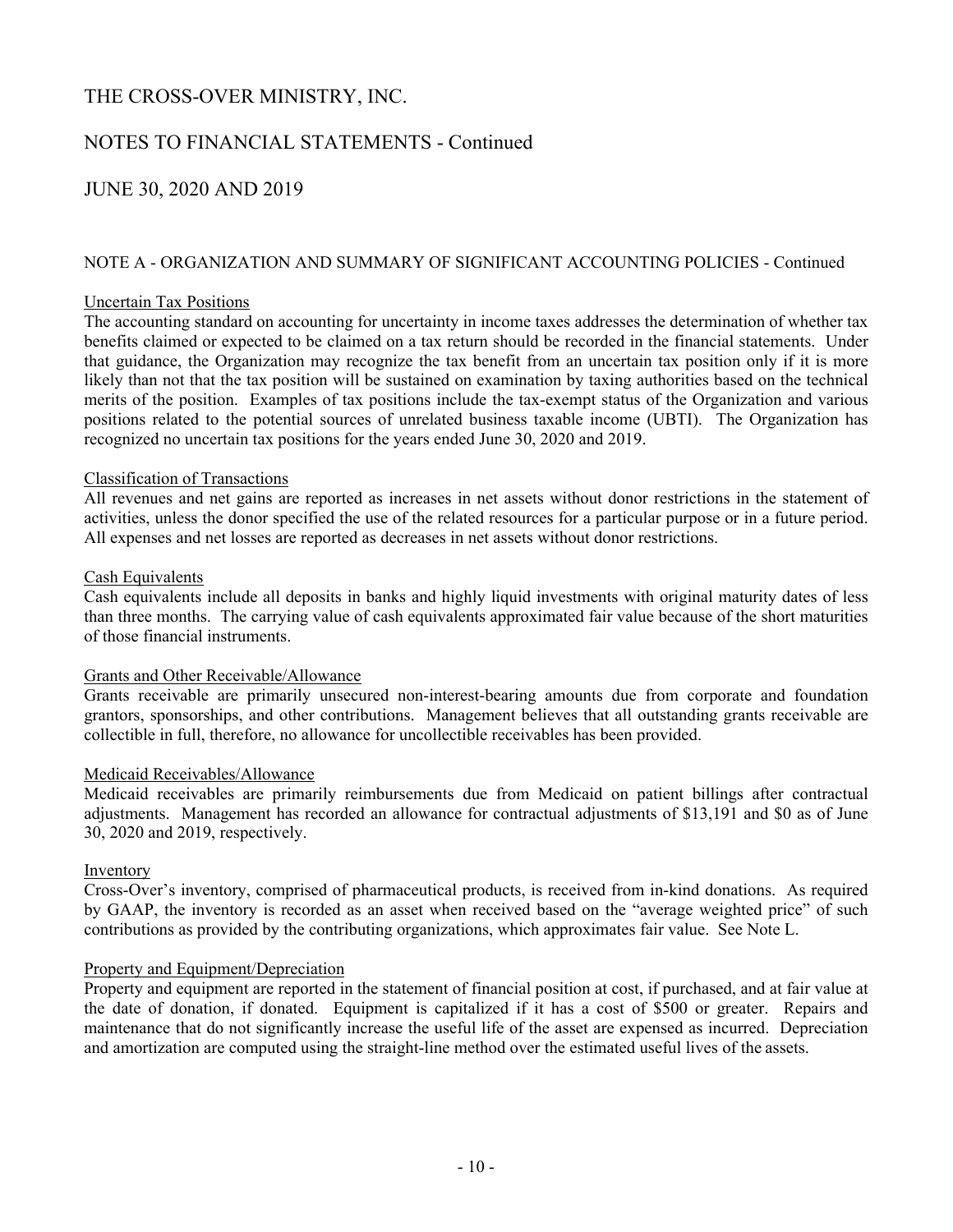# THE CROSS-OVER MINISTRY, INC.

## NOTES TO FINANCIAL STATEMENTS - Continued

## JUNE 30, 2020 AND 2019

### NOTE A - ORGANIZATION AND SUMMARY OF SIGNIFICANT ACCOUNTING POLICIES - Continued

Uncertain Tax Positions

The accounting standard on accounting for uncertainty in income taxes addresses the determination of whether tax benefits claimed or expected to be claimed on a tax return should be recorded in the financial statements. Under that guidance, the Organization may recognize the tax benefit from an uncertain tax position only if it is more likely than not that the tax position will be sustained on examination by taxing authorities based on the technical merits of the position. Examples of tax positions include the tax-exempt status of the Organization and various positions related to the potential sources of unrelated business taxable income (UBTI). The Organization has recognized no uncertain tax positions for the years ended June 30, 2020 and 2019.

Classification of Transactions

All revenues and net gains are reported as increases in net assets without donor restrictions in the statement of activities, unless the donor specified the use of the related resources for a particular purpose or in a future period. All expenses and net losses are reported as decreases in net assets without donor restrictions.

Cash Equivalents

Cash equivalents include all deposits in banks and highly liquid investments with original maturity dates of less than three months. The carrying value of cash equivalents approximated fair value because of the short maturities of those financial instruments.

Grants and Other Receivable/Allowance

Grants receivable are primarily unsecured non-interest-bearing amounts due from corporate and foundation grantors, sponsorships, and other contributions. Management believes that all outstanding grants receivable are collectible in full, therefore, no allowance for uncollectible receivables has been provided.

Medicaid Receivables/Allowance

Medicaid receivables are primarily reimbursements due from Medicaid on patient billings after contractual adjustments. Management has recorded an allowance for contractual adjustments of $13,191 and $0 as of June 30, 2020 and 2019, respectively.

Inventory

Cross-Over's inventory, comprised of pharmaceutical products, is received from in-kind donations. As required by GAAP, the inventory is recorded as an asset when received based on the "average weighted price" of such contributions as provided by the contributing organizations, which approximates fair value. See Note L.

Property and Equipment/Depreciation

Property and equipment are reported in the statement of financial position at cost, if purchased, and at fair value at the date of donation, if donated. Equipment is capitalized if it has a cost of $500 or greater. Repairs and maintenance that do not significantly increase the useful life of the asset are expensed as incurred. Depreciation and amortization are computed using the straight-line method over the estimated useful lives of the assets.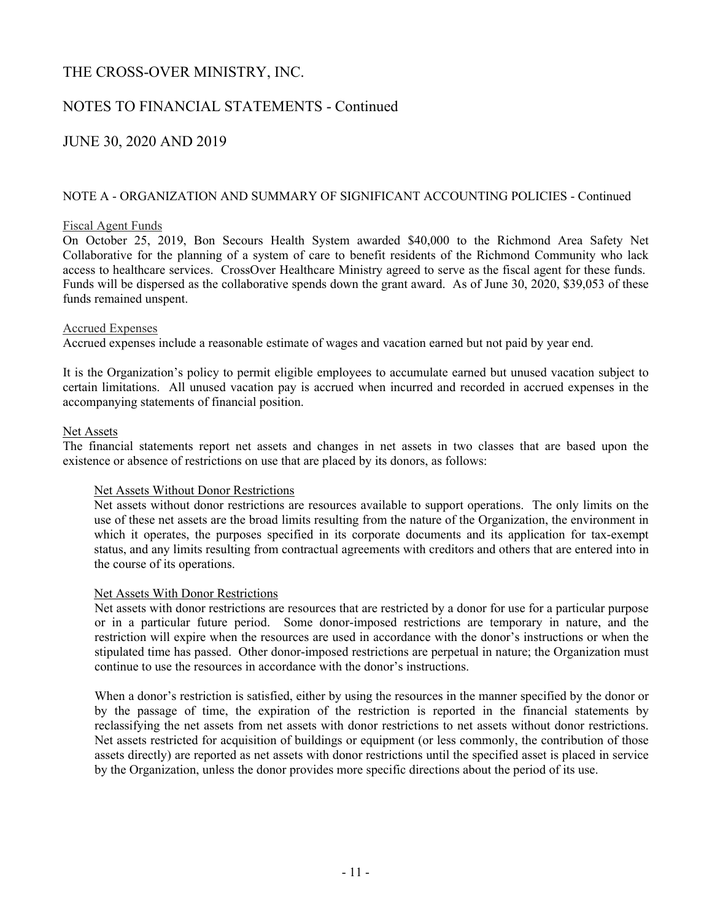# THE CROSS-OVER MINISTRY, INC.

## NOTES TO FINANCIAL STATEMENTS - Continued

## JUNE 30, 2020 AND 2019

### NOTE A - ORGANIZATION AND SUMMARY OF SIGNIFICANT ACCOUNTING POLICIES - Continued

Fiscal Agent Funds

On October 25, 2019, Bon Secours Health System awarded $40,000 to the Richmond Area Safety Net Collaborative for the planning of a system of care to benefit residents of the Richmond Community who lack access to healthcare services. CrossOver Healthcare Ministry agreed to serve as the fiscal agent for these funds. Funds will be dispersed as the collaborative spends down the grant award. As of June 30, 2020, $39,053 of these funds remained unspent.

Accrued Expenses

Accrued expenses include a reasonable estimate of wages and vacation earned but not paid by year end.

It is the Organization's policy to permit eligible employees to accumulate earned but unused vacation subject to certain limitations. All unused vacation pay is accrued when incurred and recorded in accrued expenses in the accompanying statements of financial position.

Net Assets

The financial statements report net assets and changes in net assets in two classes that are based upon the existence or absence of restrictions on use that are placed by its donors, as follows:

Net Assets Without Donor Restrictions

Net assets without donor restrictions are resources available to support operations. The only limits on the use of these net assets are the broad limits resulting from the nature of the Organization, the environment in which it operates, the purposes specified in its corporate documents and its application for tax-exempt status, and any limits resulting from contractual agreements with creditors and others that are entered into in the course of its operations.

Net Assets With Donor Restrictions

Net assets with donor restrictions are resources that are restricted by a donor for use for a particular purpose or in a particular future period. Some donor-imposed restrictions are temporary in nature, and the restriction will expire when the resources are used in accordance with the donor's instructions or when the stipulated time has passed. Other donor-imposed restrictions are perpetual in nature; the Organization must continue to use the resources in accordance with the donor's instructions.

When a donor's restriction is satisfied, either by using the resources in the manner specified by the donor or by the passage of time, the expiration of the restriction is reported in the financial statements by reclassifying the net assets from net assets with donor restrictions to net assets without donor restrictions. Net assets restricted for acquisition of buildings or equipment (or less commonly, the contribution of those assets directly) are reported as net assets with donor restrictions until the specified asset is placed in service by the Organization, unless the donor provides more specific directions about the period of its use.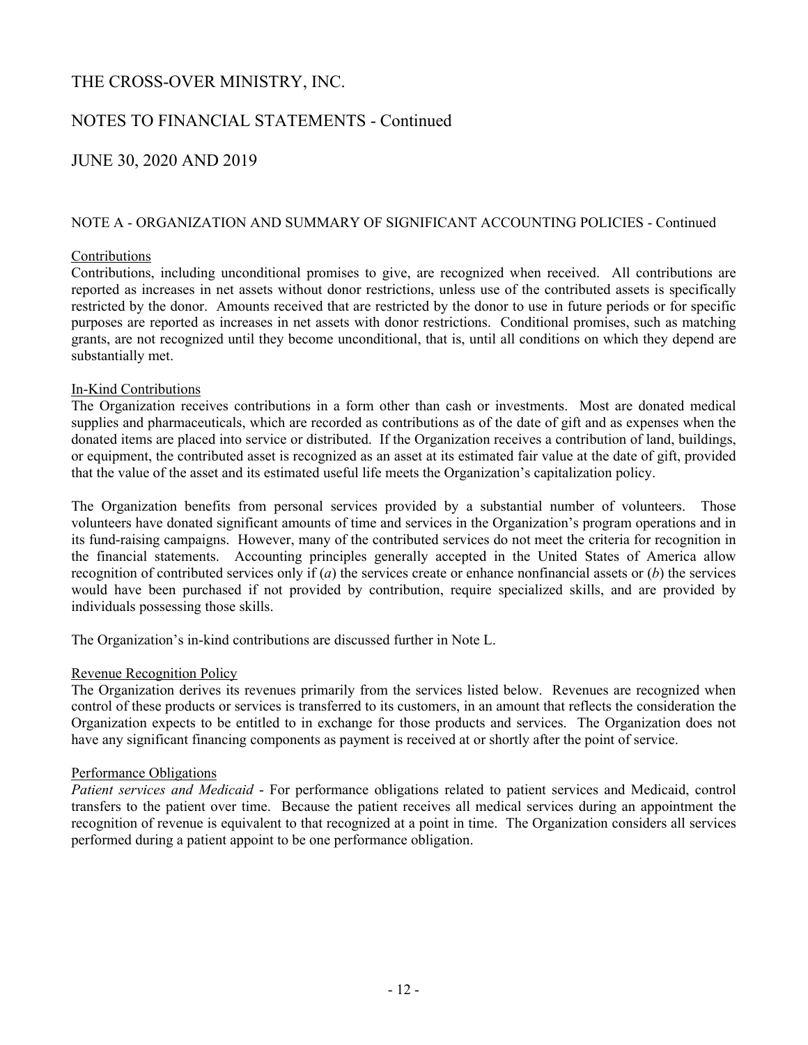# THE CROSS-OVER MINISTRY, INC.

## NOTES TO FINANCIAL STATEMENTS - Continued

## JUNE 30, 2020 AND 2019

### NOTE A - ORGANIZATION AND SUMMARY OF SIGNIFICANT ACCOUNTING POLICIES - Continued

Contributions

Contributions, including unconditional promises to give, are recognized when received. All contributions are reported as increases in net assets without donor restrictions, unless use of the contributed assets is specifically restricted by the donor. Amounts received that are restricted by the donor to use in future periods or for specific purposes are reported as increases in net assets with donor restrictions. Conditional promises, such as matching grants, are not recognized until they become unconditional, that is, until all conditions on which they depend are substantially met.

In-Kind Contributions

The Organization receives contributions in a form other than cash or investments. Most are donated medical supplies and pharmaceuticals, which are recorded as contributions as of the date of gift and as expenses when the donated items are placed into service or distributed. If the Organization receives a contribution of land, buildings, or equipment, the contributed asset is recognized as an asset at its estimated fair value at the date of gift, provided that the value of the asset and its estimated useful life meets the Organization's capitalization policy.

The Organization benefits from personal services provided by a substantial number of volunteers. Those volunteers have donated significant amounts of time and services in the Organization's program operations and in its fund-raising campaigns. However, many of the contributed services do not meet the criteria for recognition in the financial statements. Accounting principles generally accepted in the United States of America allow recognition of contributed services only if (*a*) the services create or enhance nonfinancial assets or (*b*) the services would have been purchased if not provided by contribution, require specialized skills, and are provided by individuals possessing those skills.

The Organization's in-kind contributions are discussed further in Note L.

Revenue Recognition Policy

The Organization derives its revenues primarily from the services listed below. Revenues are recognized when control of these products or services is transferred to its customers, in an amount that reflects the consideration the Organization expects to be entitled to in exchange for those products and services. The Organization does not have any significant financing components as payment is received at or shortly after the point of service.

Performance Obligations

*Patient services and Medicaid* - For performance obligations related to patient services and Medicaid, control transfers to the patient over time. Because the patient receives all medical services during an appointment the recognition of revenue is equivalent to that recognized at a point in time. The Organization considers all services performed during a patient appoint to be one performance obligation.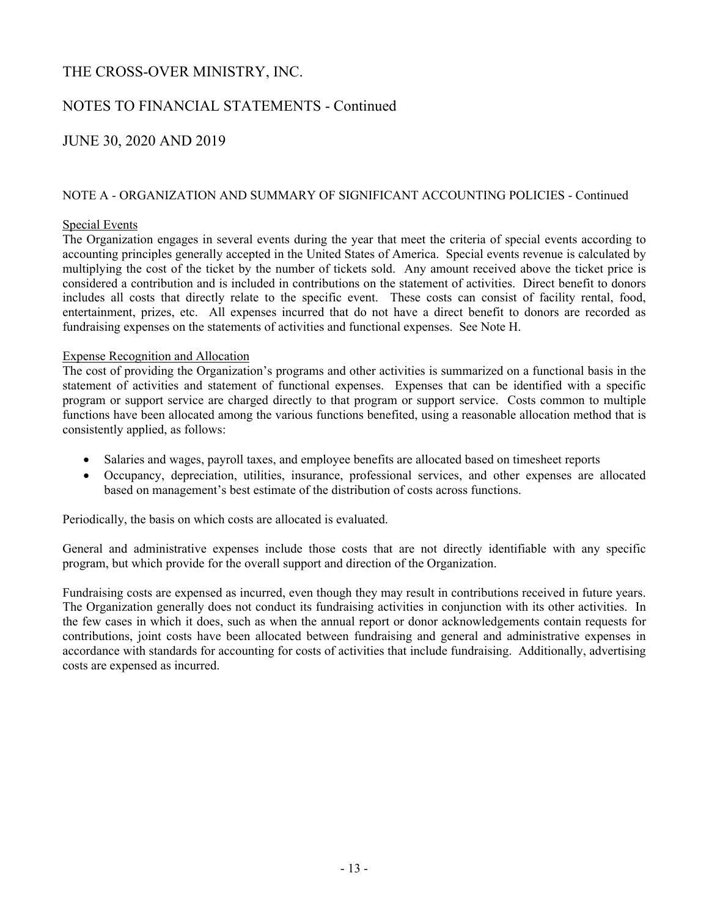# THE CROSS-OVER MINISTRY, INC.

## NOTES TO FINANCIAL STATEMENTS - Continued

## JUNE 30, 2020 AND 2019

### NOTE A - ORGANIZATION AND SUMMARY OF SIGNIFICANT ACCOUNTING POLICIES - Continued

Special Events

The Organization engages in several events during the year that meet the criteria of special events according to accounting principles generally accepted in the United States of America. Special events revenue is calculated by multiplying the cost of the ticket by the number of tickets sold. Any amount received above the ticket price is considered a contribution and is included in contributions on the statement of activities. Direct benefit to donors includes all costs that directly relate to the specific event. These costs can consist of facility rental, food, entertainment, prizes, etc. All expenses incurred that do not have a direct benefit to donors are recorded as fundraising expenses on the statements of activities and functional expenses. See Note H.

Expense Recognition and Allocation

The cost of providing the Organization's programs and other activities is summarized on a functional basis in the statement of activities and statement of functional expenses. Expenses that can be identified with a specific program or support service are charged directly to that program or support service. Costs common to multiple functions have been allocated among the various functions benefited, using a reasonable allocation method that is consistently applied, as follows:

- Salaries and wages, payroll taxes, and employee benefits are allocated based on timesheet reports
- Occupancy, depreciation, utilities, insurance, professional services, and other expenses are allocated based on management's best estimate of the distribution of costs across functions.

Periodically, the basis on which costs are allocated is evaluated.

General and administrative expenses include those costs that are not directly identifiable with any specific program, but which provide for the overall support and direction of the Organization.

Fundraising costs are expensed as incurred, even though they may result in contributions received in future years. The Organization generally does not conduct its fundraising activities in conjunction with its other activities. In the few cases in which it does, such as when the annual report or donor acknowledgements contain requests for contributions, joint costs have been allocated between fundraising and general and administrative expenses in accordance with standards for accounting for costs of activities that include fundraising. Additionally, advertising costs are expensed as incurred.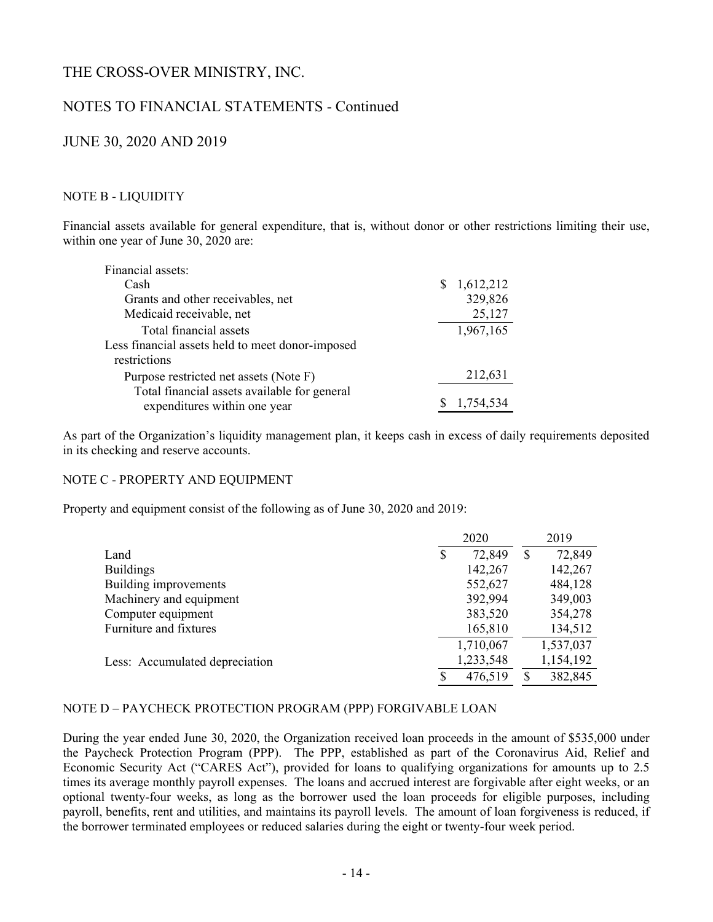THE CROSS-OVER MINISTRY, INC.

NOTES TO FINANCIAL STATEMENTS - Continued

JUNE 30, 2020 AND 2019

## NOTE B - LIQUIDITY

Financial assets available for general expenditure, that is, without donor or other restrictions limiting their use, within one year of June 30, 2020 are:

| | |
|---|---|
| Financial assets: | |
| Cash | $ 1,612,212 |
| Grants and other receivables, net | 329,826 |
| Medicaid receivable, net | 25,127 |
| Total financial assets | 1,967,165 |
| Less financial assets held to meet donor-imposed restrictions | |
| Purpose restricted net assets (Note F) | 212,631 |
| Total financial assets available for general expenditures within one year | $ 1,754,534 |

As part of the Organization's liquidity management plan, it keeps cash in excess of daily requirements deposited in its checking and reserve accounts.

## NOTE C - PROPERTY AND EQUIPMENT

Property and equipment consist of the following as of June 30, 2020 and 2019:

| | 2020 | 2019 |
|---|---|---|
| Land | $ 72,849 | $ 72,849 |
| Buildings | 142,267 | 142,267 |
| Building improvements | 552,627 | 484,128 |
| Machinery and equipment | 392,994 | 349,003 |
| Computer equipment | 383,520 | 354,278 |
| Furniture and fixtures | 165,810 | 134,512 |
| | 1,710,067 | 1,537,037 |
| Less: Accumulated depreciation | 1,233,548 | 1,154,192 |
| | $ 476,519 | $ 382,845 |

## NOTE D – PAYCHECK PROTECTION PROGRAM (PPP) FORGIVABLE LOAN

During the year ended June 30, 2020, the Organization received loan proceeds in the amount of $535,000 under the Paycheck Protection Program (PPP). The PPP, established as part of the Coronavirus Aid, Relief and Economic Security Act ("CARES Act"), provided for loans to qualifying organizations for amounts up to 2.5 times its average monthly payroll expenses. The loans and accrued interest are forgivable after eight weeks, or an optional twenty-four weeks, as long as the borrower used the loan proceeds for eligible purposes, including payroll, benefits, rent and utilities, and maintains its payroll levels. The amount of loan forgiveness is reduced, if the borrower terminated employees or reduced salaries during the eight or twenty-four week period.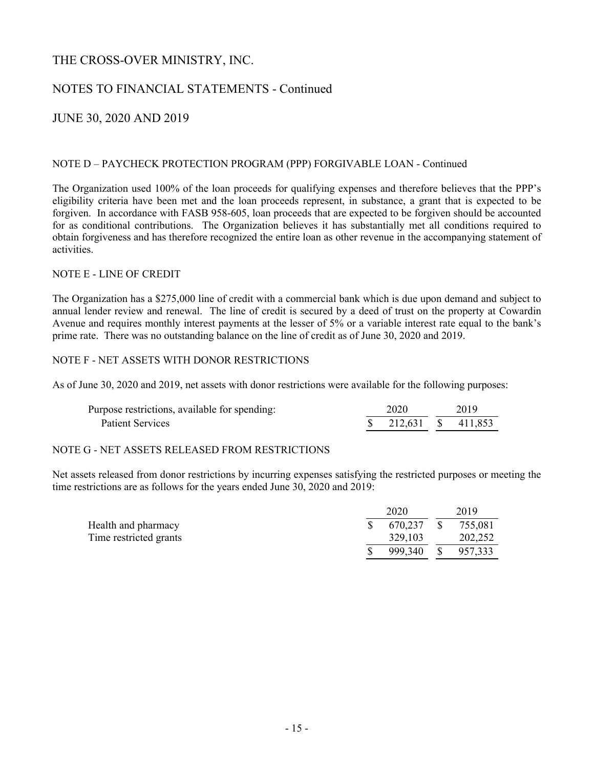# THE CROSS-OVER MINISTRY, INC.

## NOTES TO FINANCIAL STATEMENTS - Continued

## JUNE 30, 2020 AND 2019

### NOTE D – PAYCHECK PROTECTION PROGRAM (PPP) FORGIVABLE LOAN - Continued

The Organization used 100% of the loan proceeds for qualifying expenses and therefore believes that the PPP's eligibility criteria have been met and the loan proceeds represent, in substance, a grant that is expected to be forgiven. In accordance with FASB 958-605, loan proceeds that are expected to be forgiven should be accounted for as conditional contributions. The Organization believes it has substantially met all conditions required to obtain forgiveness and has therefore recognized the entire loan as other revenue in the accompanying statement of activities.

### NOTE E - LINE OF CREDIT

The Organization has a $275,000 line of credit with a commercial bank which is due upon demand and subject to annual lender review and renewal. The line of credit is secured by a deed of trust on the property at Cowardin Avenue and requires monthly interest payments at the lesser of 5% or a variable interest rate equal to the bank's prime rate. There was no outstanding balance on the line of credit as of June 30, 2020 and 2019.

### NOTE F - NET ASSETS WITH DONOR RESTRICTIONS

As of June 30, 2020 and 2019, net assets with donor restrictions were available for the following purposes:

| Purpose restrictions, available for spending: | 2020 | 2019 |
|---|---|---|
| Patient Services | $ 212,631 | $ 411,853 |

### NOTE G - NET ASSETS RELEASED FROM RESTRICTIONS

Net assets released from donor restrictions by incurring expenses satisfying the restricted purposes or meeting the time restrictions are as follows for the years ended June 30, 2020 and 2019:

| | 2020 | 2019 |
|---|---|---|
| Health and pharmacy | $ 670,237 | $ 755,081 |
| Time restricted grants | 329,103 | 202,252 |
| | $ 999,340 | $ 957,333 |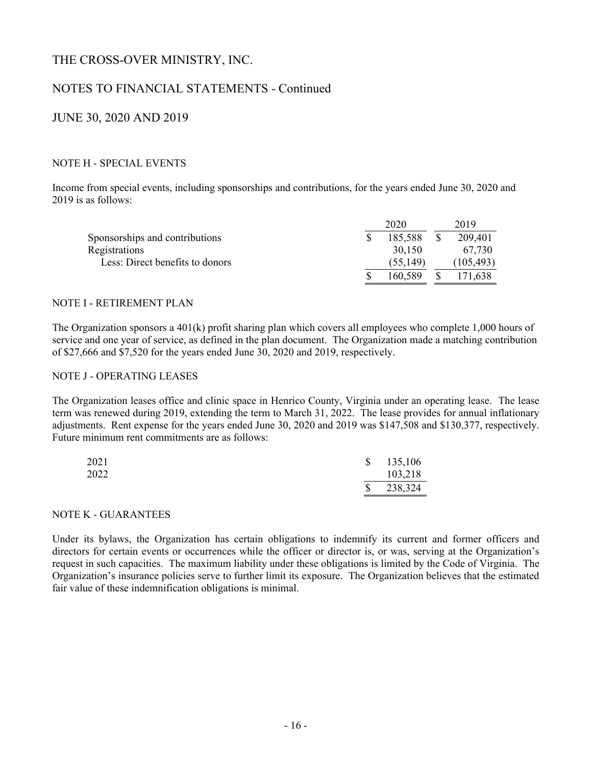# THE CROSS-OVER MINISTRY, INC.

## NOTES TO FINANCIAL STATEMENTS - Continued

## JUNE 30, 2020 AND 2019

### NOTE H - SPECIAL EVENTS

Income from special events, including sponsorships and contributions, for the years ended June 30, 2020 and 2019 is as follows:

| | 2020 | 2019 |
|---|---|---|
| Sponsorships and contributions | $ 185,588 | $ 209,401 |
| Registrations | 30,150 | 67,730 |
| Less: Direct benefits to donors | (55,149) | (105,493) |
| | $ 160,589 | $ 171,638 |

### NOTE I - RETIREMENT PLAN

The Organization sponsors a 401(k) profit sharing plan which covers all employees who complete 1,000 hours of service and one year of service, as defined in the plan document. The Organization made a matching contribution of $27,666 and $7,520 for the years ended June 30, 2020 and 2019, respectively.

### NOTE J - OPERATING LEASES

The Organization leases office and clinic space in Henrico County, Virginia under an operating lease. The lease term was renewed during 2019, extending the term to March 31, 2022. The lease provides for annual inflationary adjustments. Rent expense for the years ended June 30, 2020 and 2019 was $147,508 and $130,377, respectively. Future minimum rent commitments are as follows:

| | |
|---|---|
| 2021 | $ 135,106 |
| 2022 | 103,218 |
| | $ 238,324 |

### NOTE K - GUARANTEES

Under its bylaws, the Organization has certain obligations to indemnify its current and former officers and directors for certain events or occurrences while the officer or director is, or was, serving at the Organization's request in such capacities. The maximum liability under these obligations is limited by the Code of Virginia. The Organization's insurance policies serve to further limit its exposure. The Organization believes that the estimated fair value of these indemnification obligations is minimal.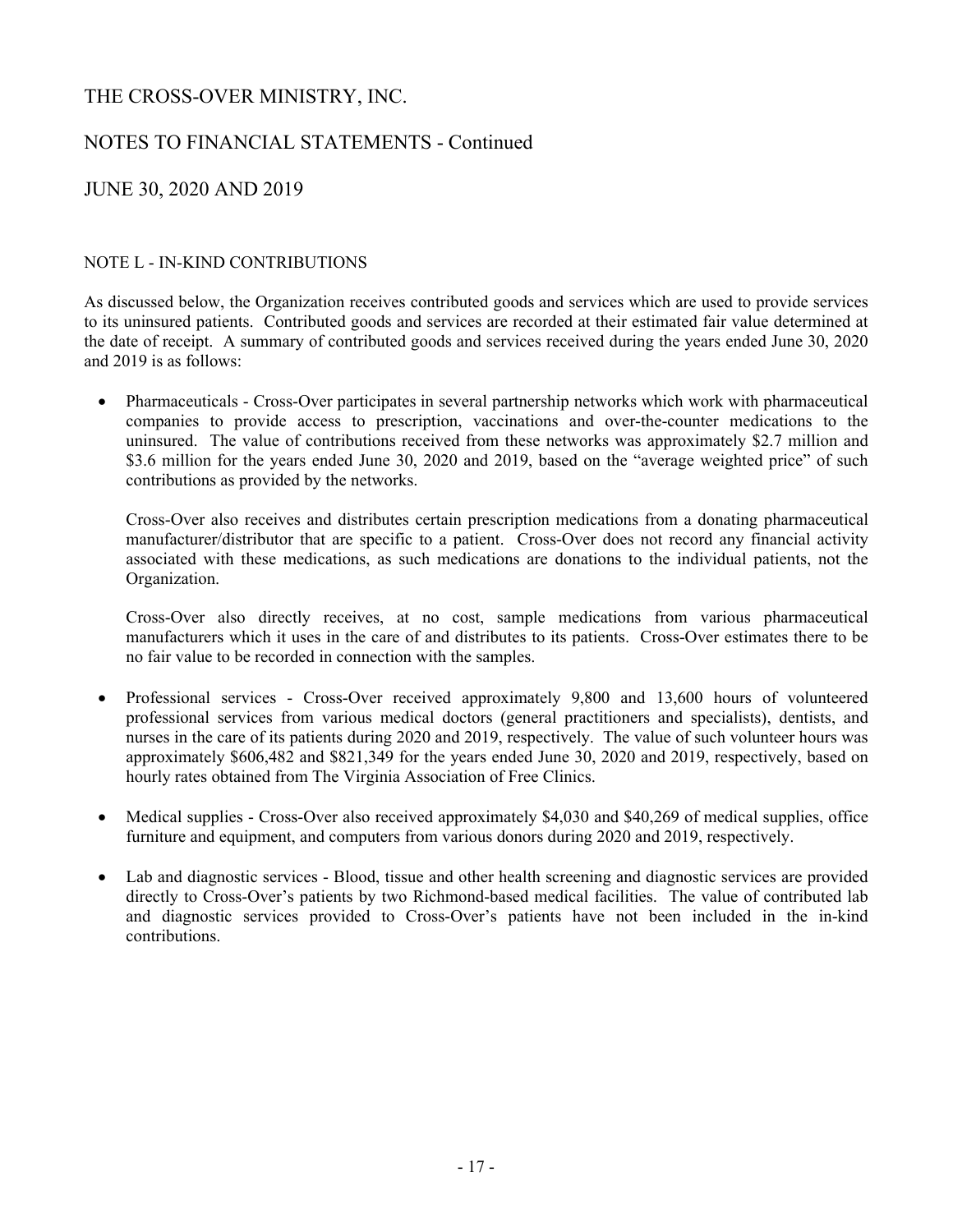# THE CROSS-OVER MINISTRY, INC.

## NOTES TO FINANCIAL STATEMENTS - Continued

## JUNE 30, 2020 AND 2019

### NOTE L - IN-KIND CONTRIBUTIONS

As discussed below, the Organization receives contributed goods and services which are used to provide services to its uninsured patients. Contributed goods and services are recorded at their estimated fair value determined at the date of receipt. A summary of contributed goods and services received during the years ended June 30, 2020 and 2019 is as follows:

- Pharmaceuticals - Cross-Over participates in several partnership networks which work with pharmaceutical companies to provide access to prescription, vaccinations and over-the-counter medications to the uninsured. The value of contributions received from these networks was approximately $2.7 million and $3.6 million for the years ended June 30, 2020 and 2019, based on the "average weighted price" of such contributions as provided by the networks.

  Cross-Over also receives and distributes certain prescription medications from a donating pharmaceutical manufacturer/distributor that are specific to a patient. Cross-Over does not record any financial activity associated with these medications, as such medications are donations to the individual patients, not the Organization.

  Cross-Over also directly receives, at no cost, sample medications from various pharmaceutical manufacturers which it uses in the care of and distributes to its patients. Cross-Over estimates there to be no fair value to be recorded in connection with the samples.

- Professional services - Cross-Over received approximately 9,800 and 13,600 hours of volunteered professional services from various medical doctors (general practitioners and specialists), dentists, and nurses in the care of its patients during 2020 and 2019, respectively. The value of such volunteer hours was approximately $606,482 and $821,349 for the years ended June 30, 2020 and 2019, respectively, based on hourly rates obtained from The Virginia Association of Free Clinics.

- Medical supplies - Cross-Over also received approximately $4,030 and $40,269 of medical supplies, office furniture and equipment, and computers from various donors during 2020 and 2019, respectively.

- Lab and diagnostic services - Blood, tissue and other health screening and diagnostic services are provided directly to Cross-Over's patients by two Richmond-based medical facilities. The value of contributed lab and diagnostic services provided to Cross-Over's patients have not been included in the in-kind contributions.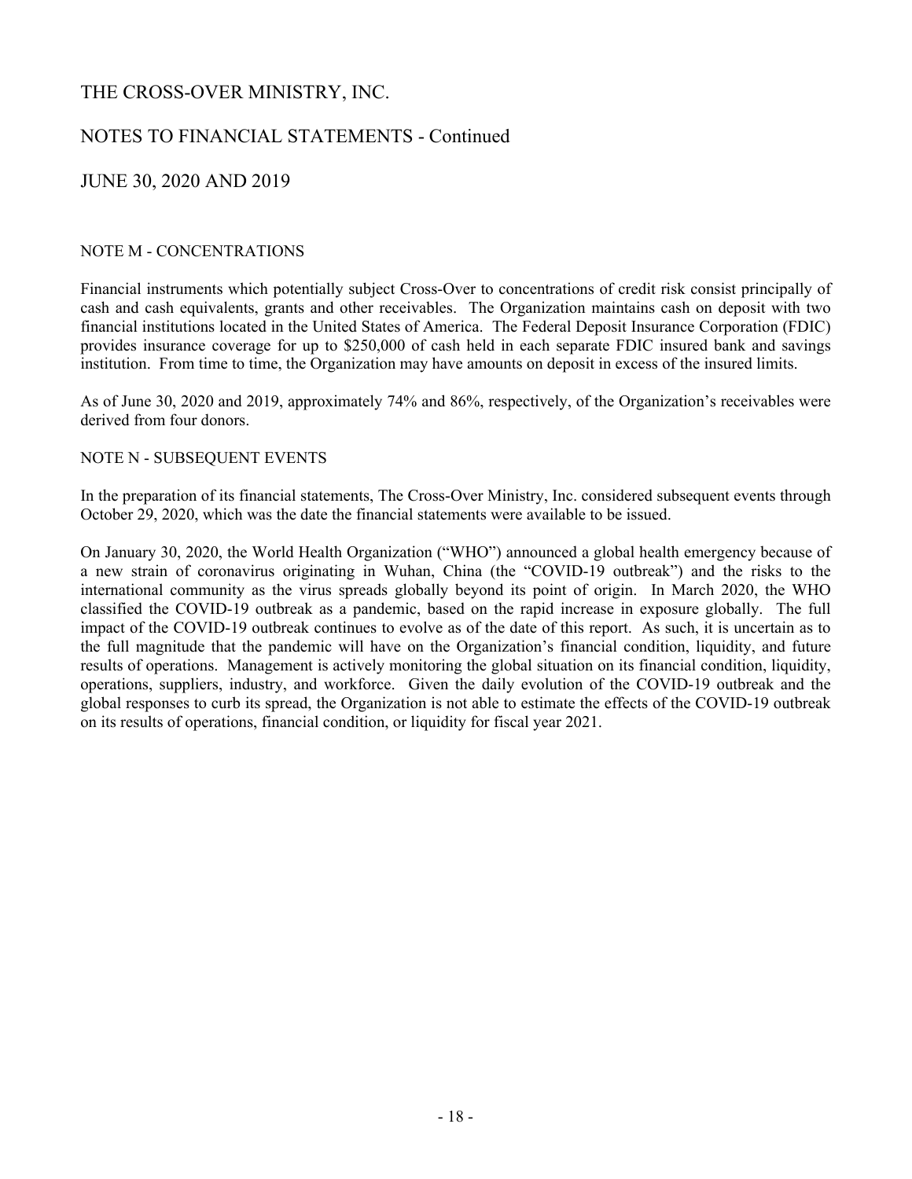THE CROSS-OVER MINISTRY, INC.

NOTES TO FINANCIAL STATEMENTS - Continued

JUNE 30, 2020 AND 2019

NOTE M - CONCENTRATIONS

Financial instruments which potentially subject Cross-Over to concentrations of credit risk consist principally of cash and cash equivalents, grants and other receivables. The Organization maintains cash on deposit with two financial institutions located in the United States of America. The Federal Deposit Insurance Corporation (FDIC) provides insurance coverage for up to $250,000 of cash held in each separate FDIC insured bank and savings institution. From time to time, the Organization may have amounts on deposit in excess of the insured limits.

As of June 30, 2020 and 2019, approximately 74% and 86%, respectively, of the Organization's receivables were derived from four donors.

NOTE N - SUBSEQUENT EVENTS

In the preparation of its financial statements, The Cross-Over Ministry, Inc. considered subsequent events through October 29, 2020, which was the date the financial statements were available to be issued.

On January 30, 2020, the World Health Organization ("WHO") announced a global health emergency because of a new strain of coronavirus originating in Wuhan, China (the "COVID-19 outbreak") and the risks to the international community as the virus spreads globally beyond its point of origin. In March 2020, the WHO classified the COVID-19 outbreak as a pandemic, based on the rapid increase in exposure globally. The full impact of the COVID-19 outbreak continues to evolve as of the date of this report. As such, it is uncertain as to the full magnitude that the pandemic will have on the Organization's financial condition, liquidity, and future results of operations. Management is actively monitoring the global situation on its financial condition, liquidity, operations, suppliers, industry, and workforce. Given the daily evolution of the COVID-19 outbreak and the global responses to curb its spread, the Organization is not able to estimate the effects of the COVID-19 outbreak on its results of operations, financial condition, or liquidity for fiscal year 2021.